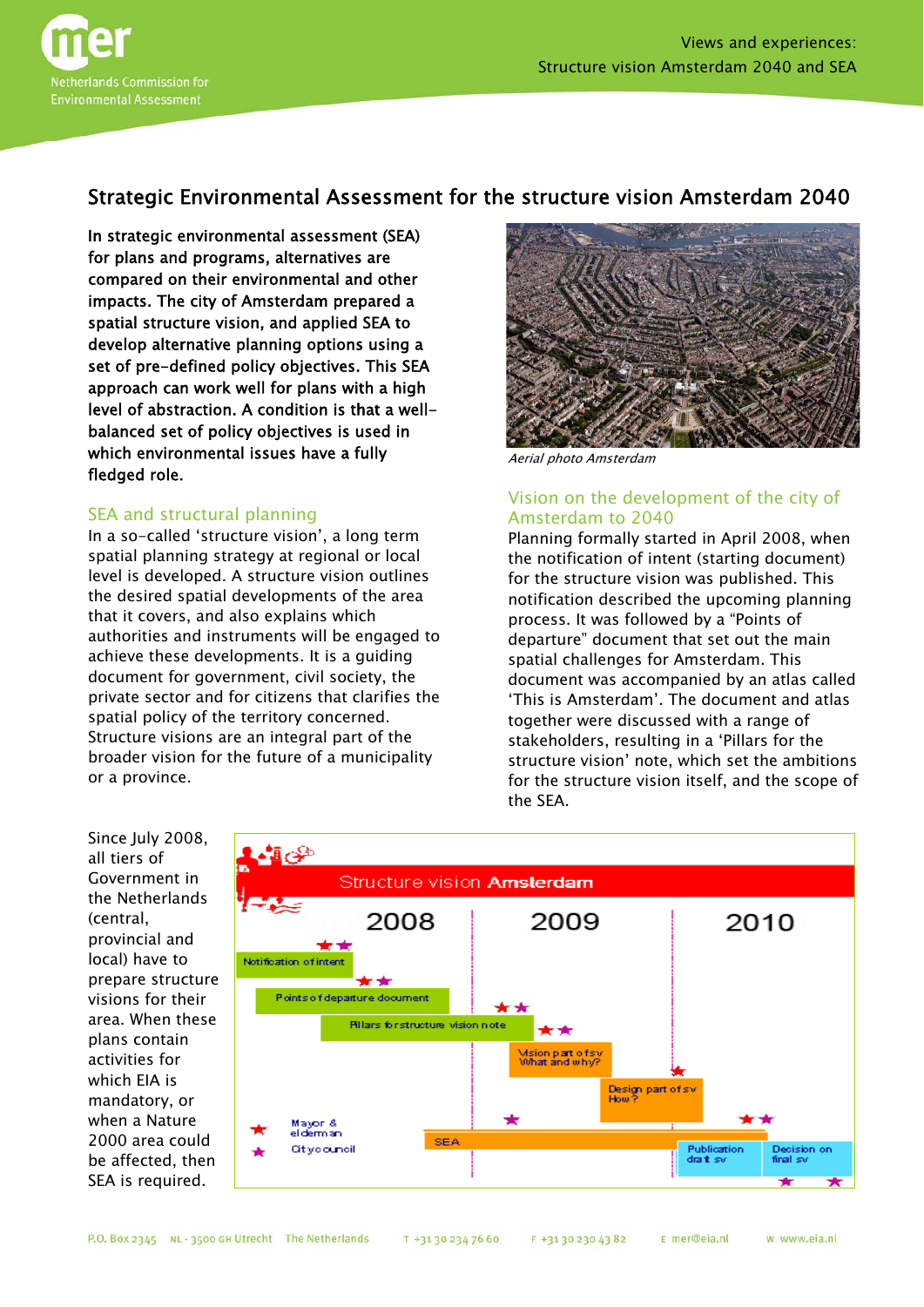# Strategic Environmental Assessment for the structure vision Amsterdam 2040

**In strategic environmental assessment (SEA) for plans and programs, alternatives are compared on their environmental and other impacts. The city of Amsterdam prepared a spatial structure vision, and applied SEA to develop alternative planning options using a set of pre-defined policy objectives. This SEA approach can work well for plans with a high level of abstraction. A condition is that a well-balanced set of policy objectives is used in which environmental issues have a fully fledged role.**

*Aerial photo Amsterdam*

## SEA and structural planning

In a so-called 'structure vision', a long term spatial planning strategy at regional or local level is developed. A structure vision outlines the desired spatial developments of the area that it covers, and also explains which authorities and instruments will be engaged to achieve these developments. It is a guiding document for government, civil society, the private sector and for citizens that clarifies the spatial policy of the territory concerned. Structure visions are an integral part of the broader vision for the future of a municipality or a province.

## Vision on the development of the city of Amsterdam to 2040

Planning formally started in April 2008, when the notification of intent (starting document) for the structure vision was published. This notification described the upcoming planning process. It was followed by a "Points of departure" document that set out the main spatial challenges for Amsterdam. This document was accompanied by an atlas called 'This is Amsterdam'. The document and atlas together were discussed with a range of stakeholders, resulting in a 'Pillars for the structure vision' note, which set the ambitions for the structure vision itself, and the scope of the SEA.

Since July 2008, all tiers of Government in the Netherlands (central, provincial and local) have to prepare structure visions for their area. When these plans contain activities for which EIA is mandatory, or when a Nature 2000 area could be affected, then SEA is required.

Structure vision Amsterdam

2008 | 2009 | 2010

- Notification of intent
- Points of departure document
- Pillars for structure vision note
- Vision part of sv — What and why?
- Design part of sv — How?
- SEA
- Publication draft sv
- Decision on final sv

★ Mayor & alderman
★ City council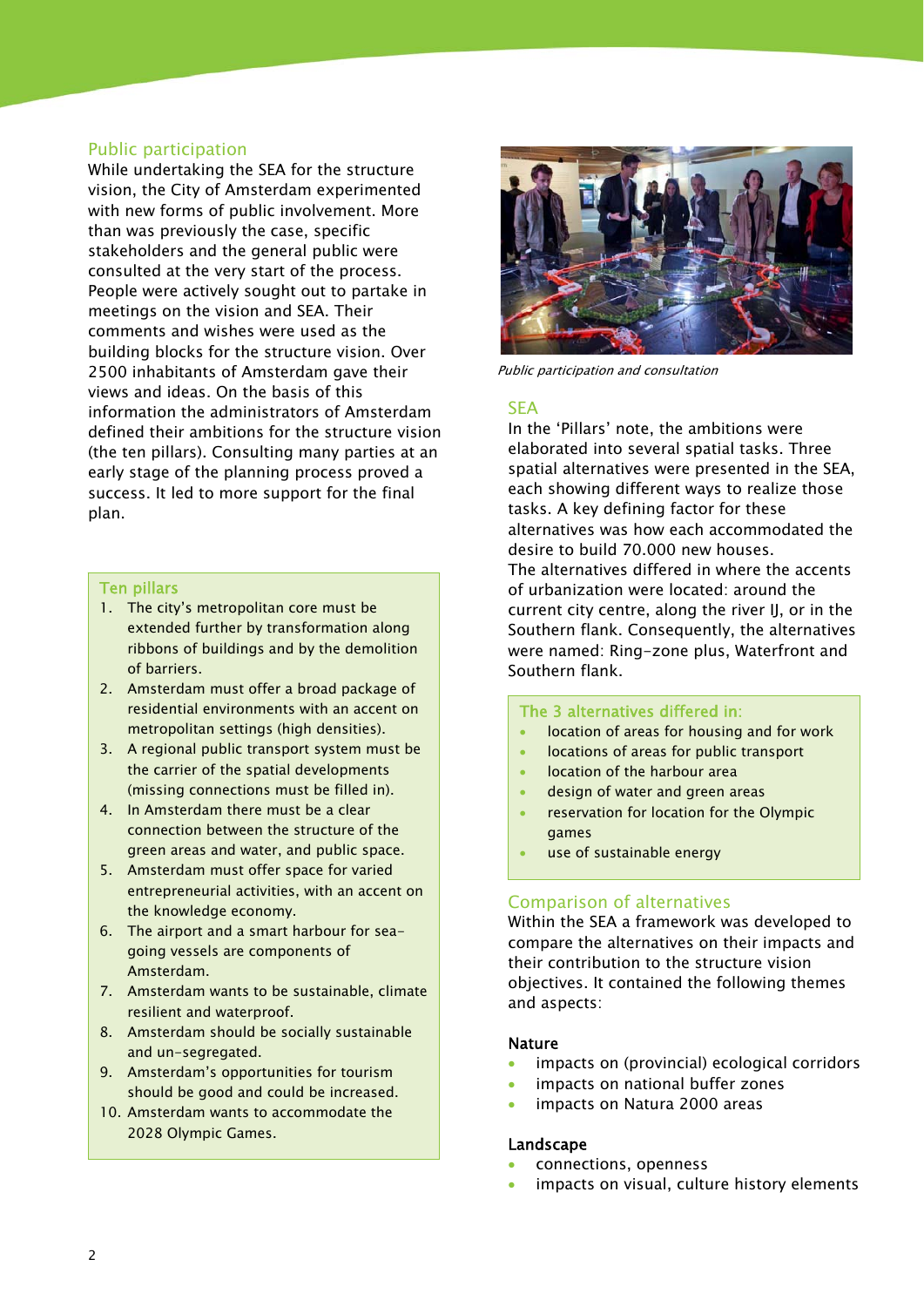## Public participation

While undertaking the SEA for the structure vision, the City of Amsterdam experimented with new forms of public involvement. More than was previously the case, specific stakeholders and the general public were consulted at the very start of the process. People were actively sought out to partake in meetings on the vision and SEA. Their comments and wishes were used as the building blocks for the structure vision. Over 2500 inhabitants of Amsterdam gave their views and ideas. On the basis of this information the administrators of Amsterdam defined their ambitions for the structure vision (the ten pillars). Consulting many parties at an early stage of the planning process proved a success. It led to more support for the final plan.

### Ten pillars

1. The city's metropolitan core must be extended further by transformation along ribbons of buildings and by the demolition of barriers.
2. Amsterdam must offer a broad package of residential environments with an accent on metropolitan settings (high densities).
3. A regional public transport system must be the carrier of the spatial developments (missing connections must be filled in).
4. In Amsterdam there must be a clear connection between the structure of the green areas and water, and public space.
5. Amsterdam must offer space for varied entrepreneurial activities, with an accent on the knowledge economy.
6. The airport and a smart harbour for sea-going vessels are components of Amsterdam.
7. Amsterdam wants to be sustainable, climate resilient and waterproof.
8. Amsterdam should be socially sustainable and un-segregated.
9. Amsterdam's opportunities for tourism should be good and could be increased.
10. Amsterdam wants to accommodate the 2028 Olympic Games.

*Public participation and consultation*

## SEA

In the 'Pillars' note, the ambitions were elaborated into several spatial tasks. Three spatial alternatives were presented in the SEA, each showing different ways to realize those tasks. A key defining factor for these alternatives was how each accommodated the desire to build 70.000 new houses.
The alternatives differed in where the accents of urbanization were located: around the current city centre, along the river IJ, or in the Southern flank. Consequently, the alternatives were named: Ring-zone plus, Waterfront and Southern flank.

### The 3 alternatives differed in:

- location of areas for housing and for work
- locations of areas for public transport
- location of the harbour area
- design of water and green areas
- reservation for location for the Olympic games
- use of sustainable energy

## Comparison of alternatives

Within the SEA a framework was developed to compare the alternatives on their impacts and their contribution to the structure vision objectives. It contained the following themes and aspects:

**Nature**

- impacts on (provincial) ecological corridors
- impacts on national buffer zones
- impacts on Natura 2000 areas

**Landscape**

- connections, openness
- impacts on visual, culture history elements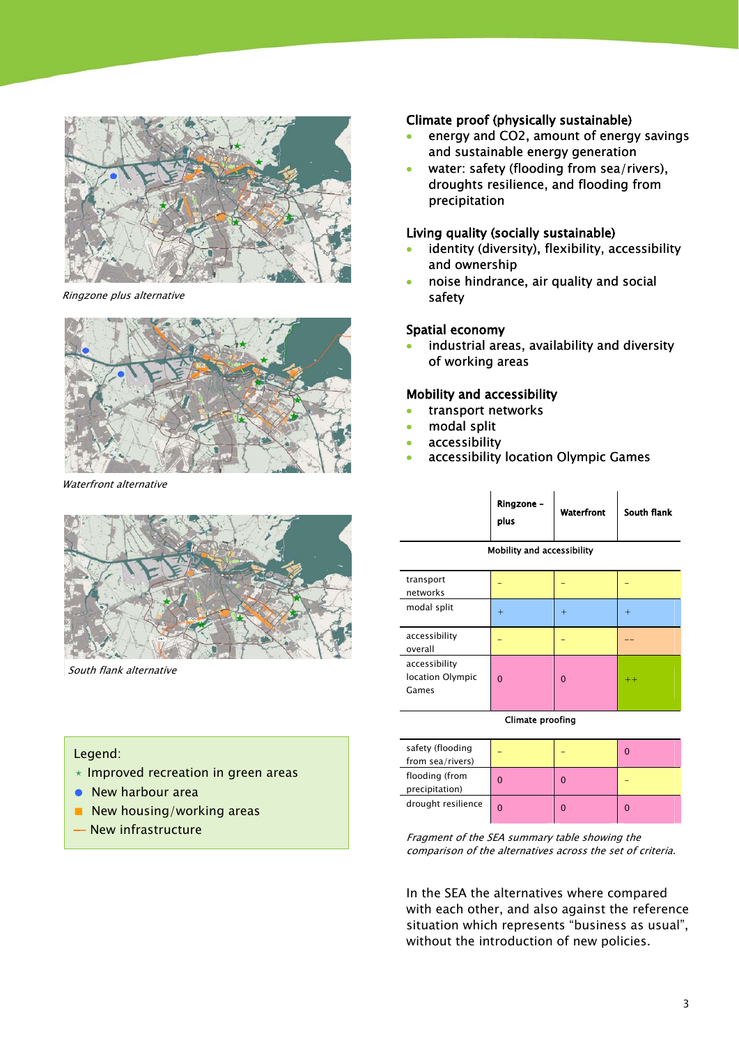*Ringzone plus alternative*

*Waterfront alternative*

*South flank alternative*

Legend:
- ⋆ Improved recreation in green areas
- ● New harbour area
- ■ New housing/working areas
- — New infrastructure

**Climate proof (physically sustainable)**

- energy and CO2, amount of energy savings and sustainable energy generation
- water: safety (flooding from sea/rivers), droughts resilience, and flooding from precipitation

**Living quality (socially sustainable)**

- identity (diversity), flexibility, accessibility and ownership
- noise hindrance, air quality and social safety

**Spatial economy**

- industrial areas, availability and diversity of working areas

**Mobility and accessibility**

- transport networks
- modal split
- accessibility
- accessibility location Olympic Games

| | Ringzone - plus | Waterfront | South flank |
|---|---|---|---|
| **Mobility and accessibility** | | | |
| transport networks | – | – | – |
| modal split | + | + | + |
| accessibility overall | – | – | – – |
| accessibility location Olympic Games | 0 | 0 | ++ |
| **Climate proofing** | | | |
| safety (flooding from sea/rivers) | – | – | 0 |
| flooding (from precipitation) | 0 | 0 | – |
| drought resilience | 0 | 0 | 0 |

*Fragment of the SEA summary table showing the comparison of the alternatives across the set of criteria.*

In the SEA the alternatives where compared with each other, and also against the reference situation which represents “business as usual”, without the introduction of new policies.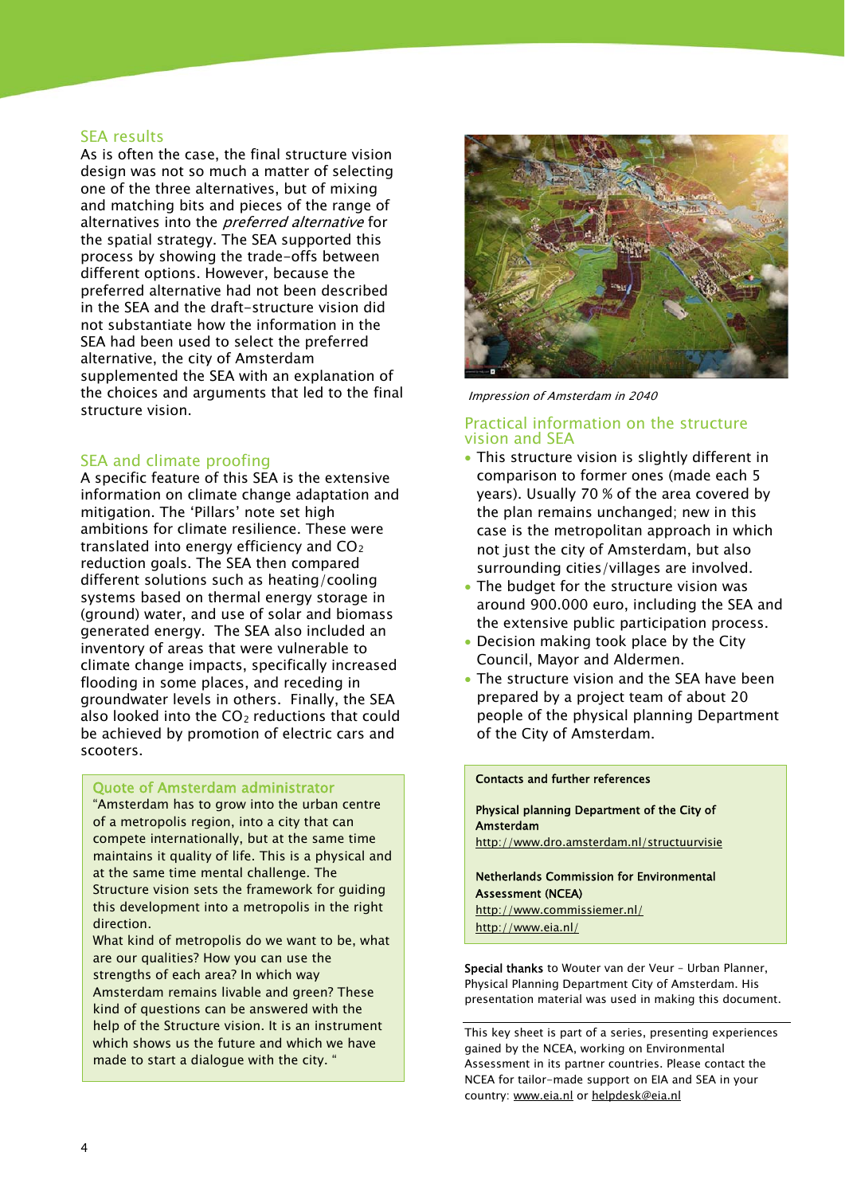## SEA results

As is often the case, the final structure vision design was not so much a matter of selecting one of the three alternatives, but of mixing and matching bits and pieces of the range of alternatives into the *preferred alternative* for the spatial strategy. The SEA supported this process by showing the trade-offs between different options. However, because the preferred alternative had not been described in the SEA and the draft-structure vision did not substantiate how the information in the SEA had been used to select the preferred alternative, the city of Amsterdam supplemented the SEA with an explanation of the choices and arguments that led to the final structure vision.

## SEA and climate proofing

A specific feature of this SEA is the extensive information on climate change adaptation and mitigation. The 'Pillars' note set high ambitions for climate resilience. These were translated into energy efficiency and $CO_2$ reduction goals. The SEA then compared different solutions such as heating/cooling systems based on thermal energy storage in (ground) water, and use of solar and biomass generated energy. The SEA also included an inventory of areas that were vulnerable to climate change impacts, specifically increased flooding in some places, and receding in groundwater levels in others. Finally, the SEA also looked into the $CO_2$ reductions that could be achieved by promotion of electric cars and scooters.

### Quote of Amsterdam administrator

"Amsterdam has to grow into the urban centre of a metropolis region, into a city that can compete internationally, but at the same time maintains it quality of life. This is a physical and at the same time mental challenge. The Structure vision sets the framework for guiding this development into a metropolis in the right direction.

What kind of metropolis do we want to be, what are our qualities? How you can use the strengths of each area? In which way Amsterdam remains livable and green? These kind of questions can be answered with the help of the Structure vision. It is an instrument which shows us the future and which we have made to start a dialogue with the city. "

*Impression of Amsterdam in 2040*

## Practical information on the structure vision and SEA

- This structure vision is slightly different in comparison to former ones (made each 5 years). Usually 70 % of the area covered by the plan remains unchanged; new in this case is the metropolitan approach in which not just the city of Amsterdam, but also surrounding cities/villages are involved.
- The budget for the structure vision was around 900.000 euro, including the SEA and the extensive public participation process.
- Decision making took place by the City Council, Mayor and Aldermen.
- The structure vision and the SEA have been prepared by a project team of about 20 people of the physical planning Department of the City of Amsterdam.

### Contacts and further references

**Physical planning Department of the City of Amsterdam**
http://www.dro.amsterdam.nl/structuurvisie

**Netherlands Commission for Environmental Assessment (NCEA)**
http://www.commissiemer.nl/
http://www.eia.nl/

**Special thanks** to Wouter van der Veur – Urban Planner, Physical Planning Department City of Amsterdam. His presentation material was used in making this document.

This key sheet is part of a series, presenting experiences gained by the NCEA, working on Environmental Assessment in its partner countries. Please contact the NCEA for tailor-made support on EIA and SEA in your country: www.eia.nl or helpdesk@eia.nl